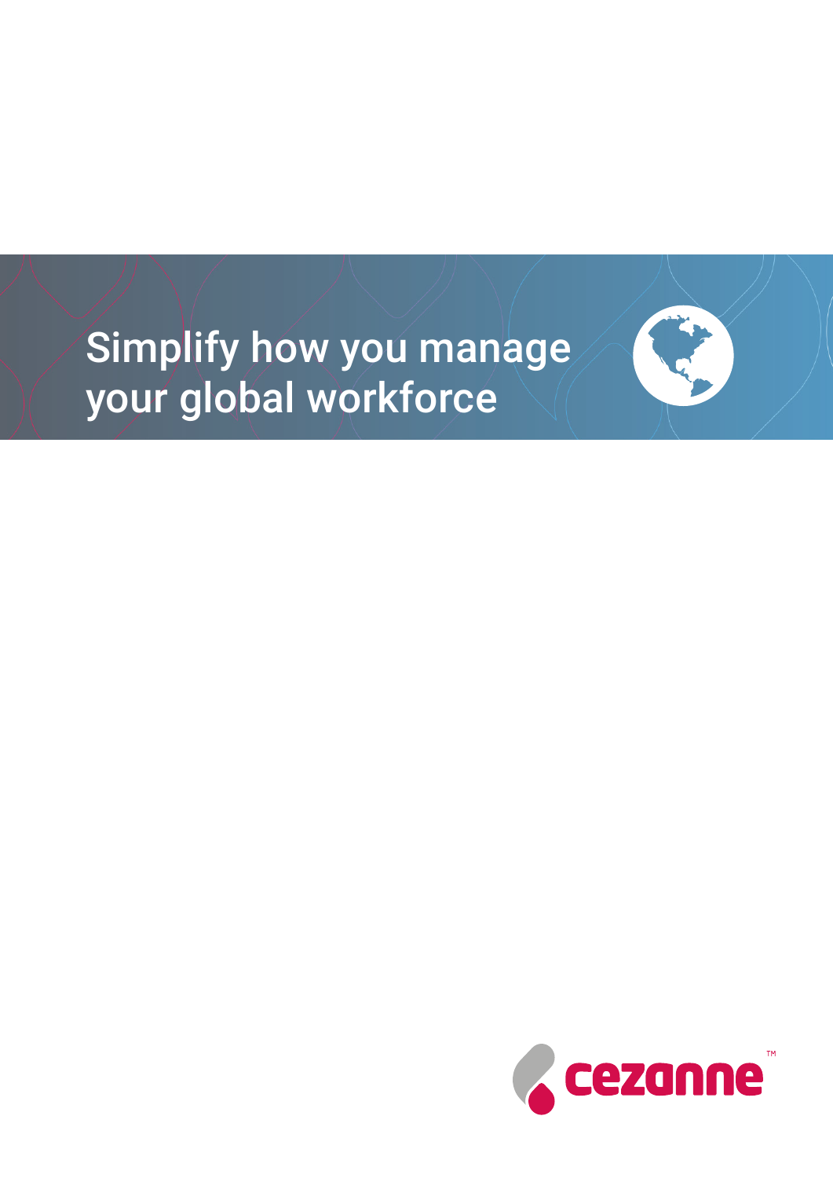# Simplify how you manage your global workforce

cezanne™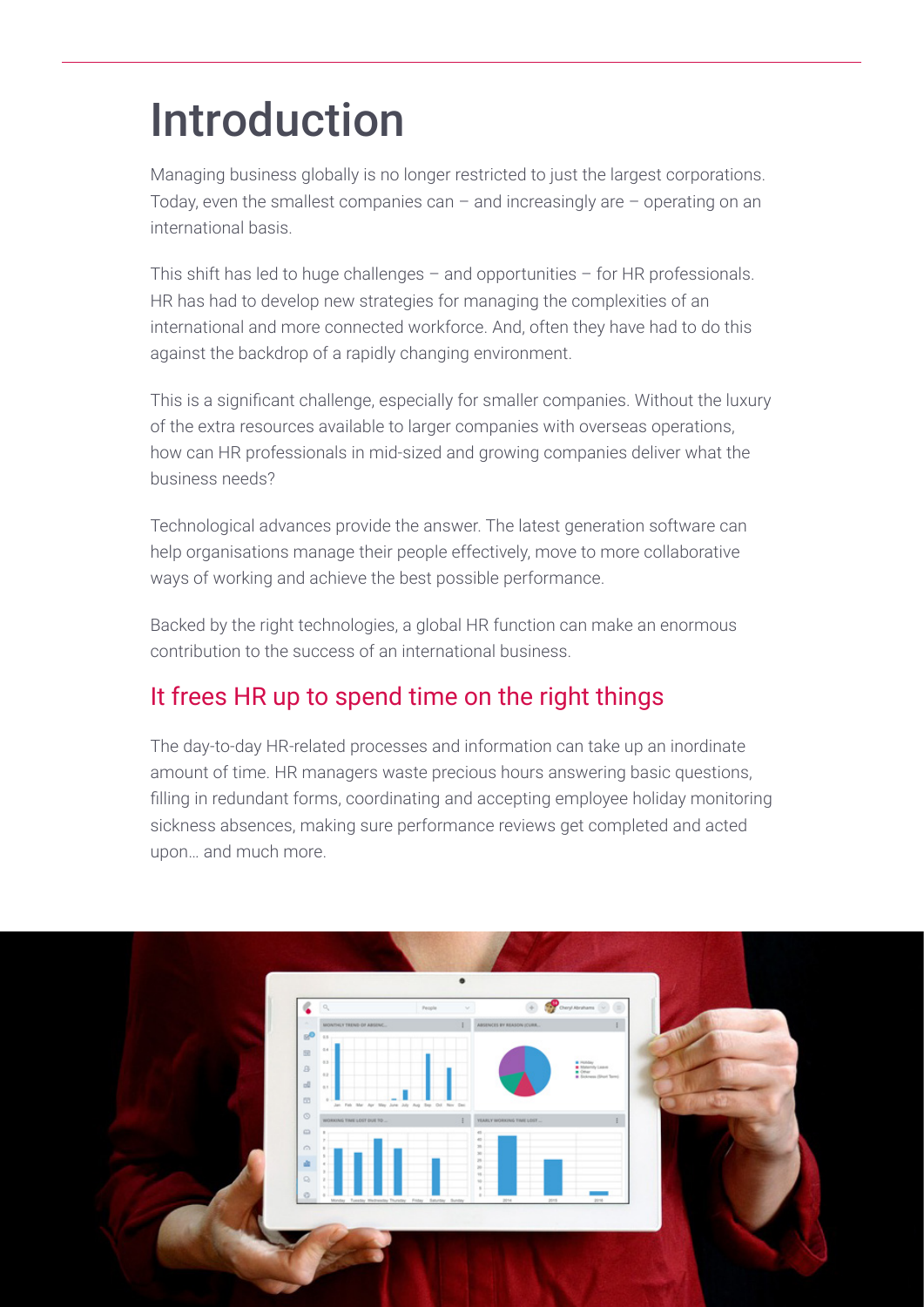# Introduction

Managing business globally is no longer restricted to just the largest corporations. Today, even the smallest companies can – and increasingly are – operating on an international basis.

This shift has led to huge challenges – and opportunities – for HR professionals. HR has had to develop new strategies for managing the complexities of an international and more connected workforce. And, often they have had to do this against the backdrop of a rapidly changing environment.

This is a significant challenge, especially for smaller companies. Without the luxury of the extra resources available to larger companies with overseas operations, how can HR professionals in mid-sized and growing companies deliver what the business needs?

Technological advances provide the answer. The latest generation software can help organisations manage their people effectively, move to more collaborative ways of working and achieve the best possible performance.

Backed by the right technologies, a global HR function can make an enormous contribution to the success of an international business.

## It frees HR up to spend time on the right things

The day-to-day HR-related processes and information can take up an inordinate amount of time. HR managers waste precious hours answering basic questions, filling in redundant forms, coordinating and accepting employee holiday monitoring sickness absences, making sure performance reviews get completed and acted upon… and much more.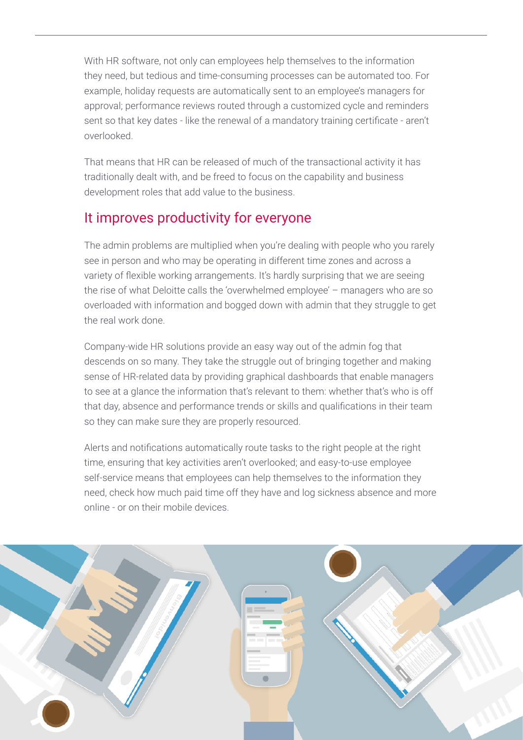With HR software, not only can employees help themselves to the information they need, but tedious and time-consuming processes can be automated too. For example, holiday requests are automatically sent to an employee's managers for approval; performance reviews routed through a customized cycle and reminders sent so that key dates - like the renewal of a mandatory training certificate - aren't overlooked.

That means that HR can be released of much of the transactional activity it has traditionally dealt with, and be freed to focus on the capability and business development roles that add value to the business.

## It improves productivity for everyone

The admin problems are multiplied when you're dealing with people who you rarely see in person and who may be operating in different time zones and across a variety of flexible working arrangements. It's hardly surprising that we are seeing the rise of what Deloitte calls the 'overwhelmed employee' – managers who are so overloaded with information and bogged down with admin that they struggle to get the real work done.

Company-wide HR solutions provide an easy way out of the admin fog that descends on so many. They take the struggle out of bringing together and making sense of HR-related data by providing graphical dashboards that enable managers to see at a glance the information that's relevant to them: whether that's who is off that day, absence and performance trends or skills and qualifications in their team so they can make sure they are properly resourced.

Alerts and notifications automatically route tasks to the right people at the right time, ensuring that key activities aren't overlooked; and easy-to-use employee self-service means that employees can help themselves to the information they need, check how much paid time off they have and log sickness absence and more online - or on their mobile devices.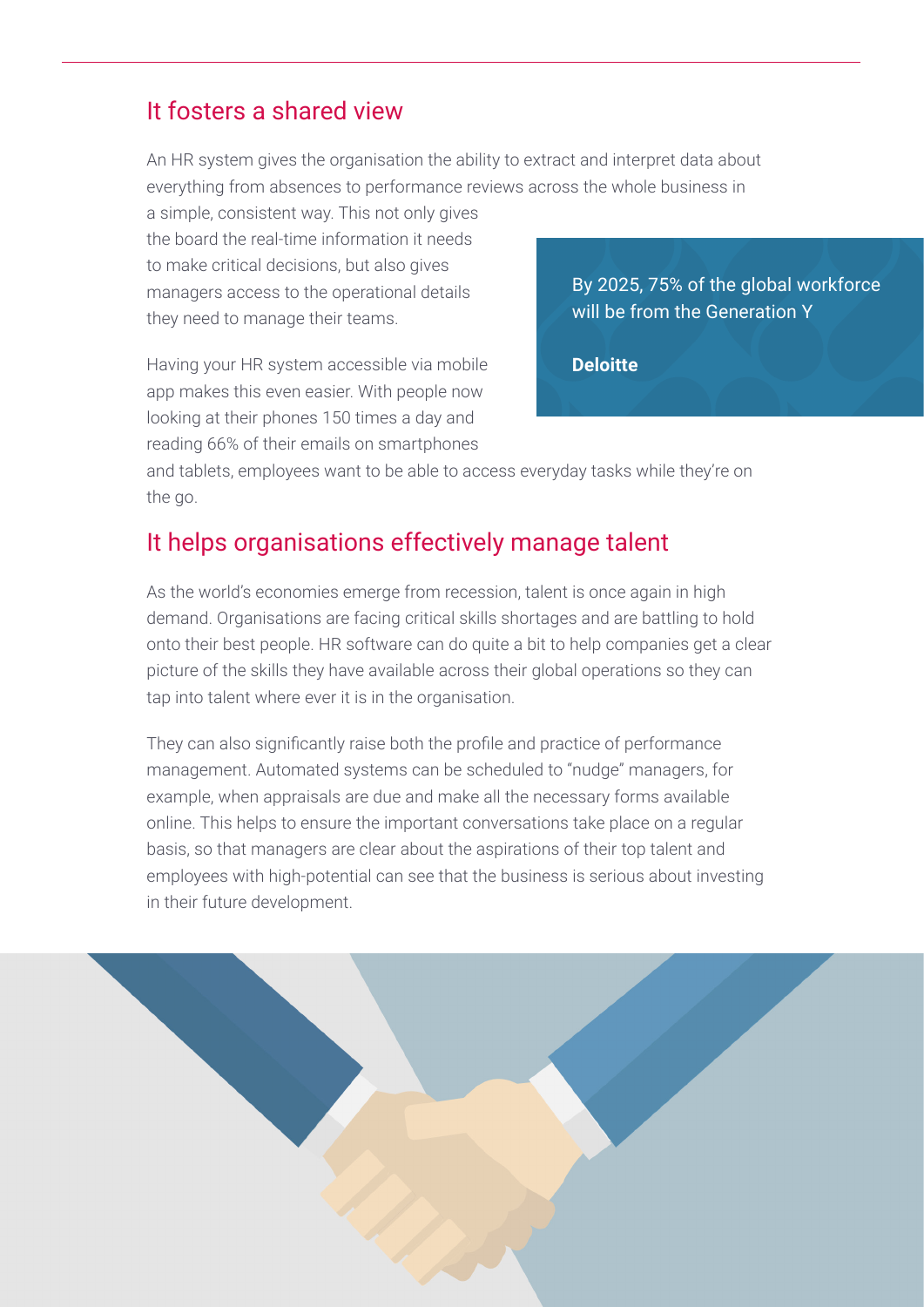## It fosters a shared view

An HR system gives the organisation the ability to extract and interpret data about everything from absences to performance reviews across the whole business in a simple, consistent way. This not only gives the board the real-time information it needs to make critical decisions, but also gives managers access to the operational details they need to manage their teams.

Having your HR system accessible via mobile app makes this even easier. With people now looking at their phones 150 times a day and reading 66% of their emails on smartphones and tablets, employees want to be able to access everyday tasks while they're on the go.

> By 2025, 75% of the global workforce will be from the Generation Y
>
> **Deloitte**

## It helps organisations effectively manage talent

As the world's economies emerge from recession, talent is once again in high demand. Organisations are facing critical skills shortages and are battling to hold onto their best people. HR software can do quite a bit to help companies get a clear picture of the skills they have available across their global operations so they can tap into talent where ever it is in the organisation.

They can also significantly raise both the profile and practice of performance management. Automated systems can be scheduled to "nudge" managers, for example, when appraisals are due and make all the necessary forms available online. This helps to ensure the important conversations take place on a regular basis, so that managers are clear about the aspirations of their top talent and employees with high-potential can see that the business is serious about investing in their future development.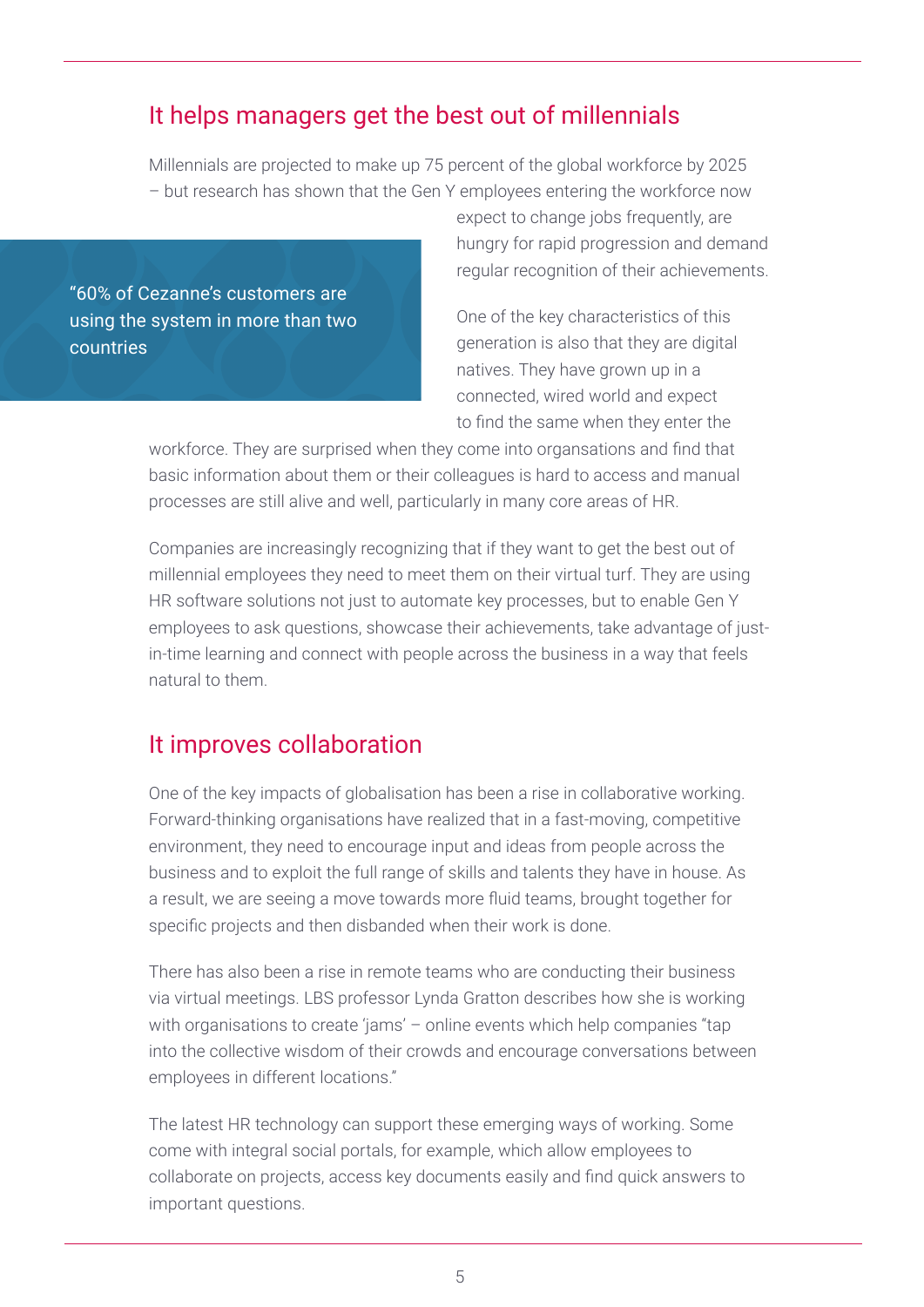## It helps managers get the best out of millennials

Millennials are projected to make up 75 percent of the global workforce by 2025 – but research has shown that the Gen Y employees entering the workforce now expect to change jobs frequently, are hungry for rapid progression and demand regular recognition of their achievements.

> "60% of Cezanne's customers are using the system in more than two countries

One of the key characteristics of this generation is also that they are digital natives. They have grown up in a connected, wired world and expect to find the same when they enter the workforce. They are surprised when they come into organsations and find that basic information about them or their colleagues is hard to access and manual processes are still alive and well, particularly in many core areas of HR.

Companies are increasingly recognizing that if they want to get the best out of millennial employees they need to meet them on their virtual turf. They are using HR software solutions not just to automate key processes, but to enable Gen Y employees to ask questions, showcase their achievements, take advantage of just-in-time learning and connect with people across the business in a way that feels natural to them.

## It improves collaboration

One of the key impacts of globalisation has been a rise in collaborative working. Forward-thinking organisations have realized that in a fast-moving, competitive environment, they need to encourage input and ideas from people across the business and to exploit the full range of skills and talents they have in house. As a result, we are seeing a move towards more fluid teams, brought together for specific projects and then disbanded when their work is done.

There has also been a rise in remote teams who are conducting their business via virtual meetings. LBS professor Lynda Gratton describes how she is working with organisations to create 'jams' – online events which help companies "tap into the collective wisdom of their crowds and encourage conversations between employees in different locations."

The latest HR technology can support these emerging ways of working. Some come with integral social portals, for example, which allow employees to collaborate on projects, access key documents easily and find quick answers to important questions.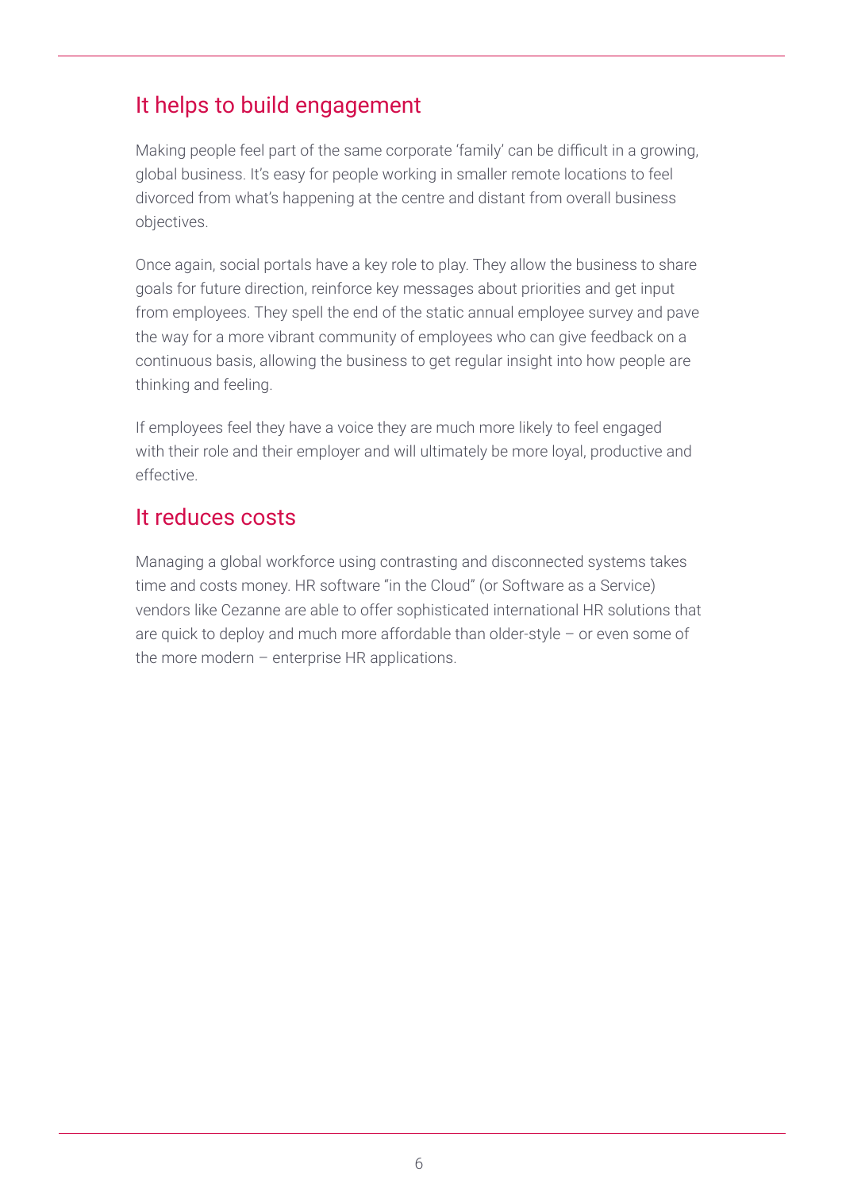## It helps to build engagement

Making people feel part of the same corporate 'family' can be difficult in a growing, global business. It's easy for people working in smaller remote locations to feel divorced from what's happening at the centre and distant from overall business objectives.

Once again, social portals have a key role to play. They allow the business to share goals for future direction, reinforce key messages about priorities and get input from employees. They spell the end of the static annual employee survey and pave the way for a more vibrant community of employees who can give feedback on a continuous basis, allowing the business to get regular insight into how people are thinking and feeling.

If employees feel they have a voice they are much more likely to feel engaged with their role and their employer and will ultimately be more loyal, productive and effective.

## It reduces costs

Managing a global workforce using contrasting and disconnected systems takes time and costs money. HR software "in the Cloud" (or Software as a Service) vendors like Cezanne are able to offer sophisticated international HR solutions that are quick to deploy and much more affordable than older-style – or even some of the more modern – enterprise HR applications.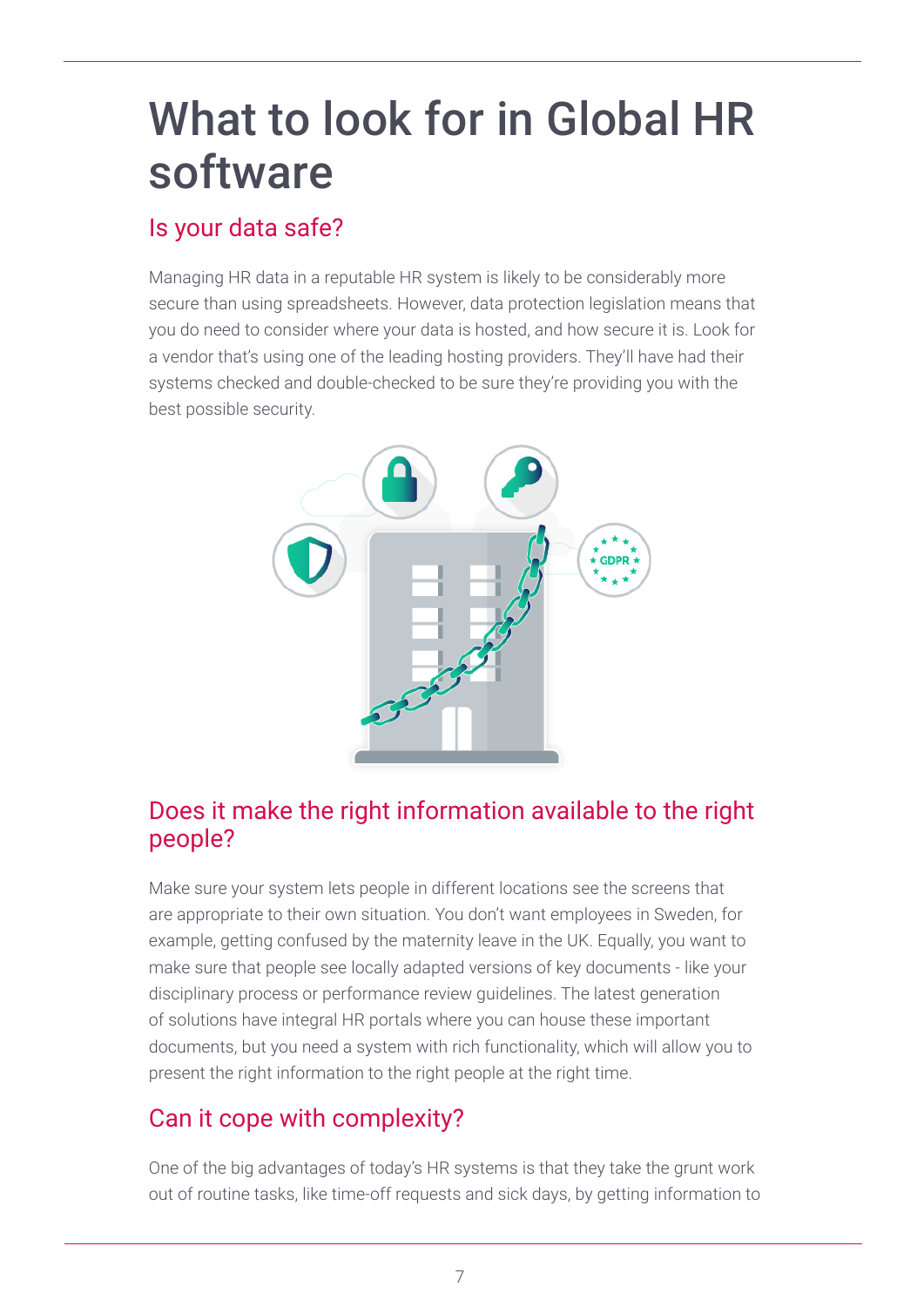# What to look for in Global HR software

## Is your data safe?

Managing HR data in a reputable HR system is likely to be considerably more secure than using spreadsheets. However, data protection legislation means that you do need to consider where your data is hosted, and how secure it is. Look for a vendor that's using one of the leading hosting providers. They'll have had their systems checked and double-checked to be sure they're providing you with the best possible security.

## Does it make the right information available to the right people?

Make sure your system lets people in different locations see the screens that are appropriate to their own situation. You don't want employees in Sweden, for example, getting confused by the maternity leave in the UK. Equally, you want to make sure that people see locally adapted versions of key documents - like your disciplinary process or performance review guidelines. The latest generation of solutions have integral HR portals where you can house these important documents, but you need a system with rich functionality, which will allow you to present the right information to the right people at the right time.

## Can it cope with complexity?

One of the big advantages of today's HR systems is that they take the grunt work out of routine tasks, like time-off requests and sick days, by getting information to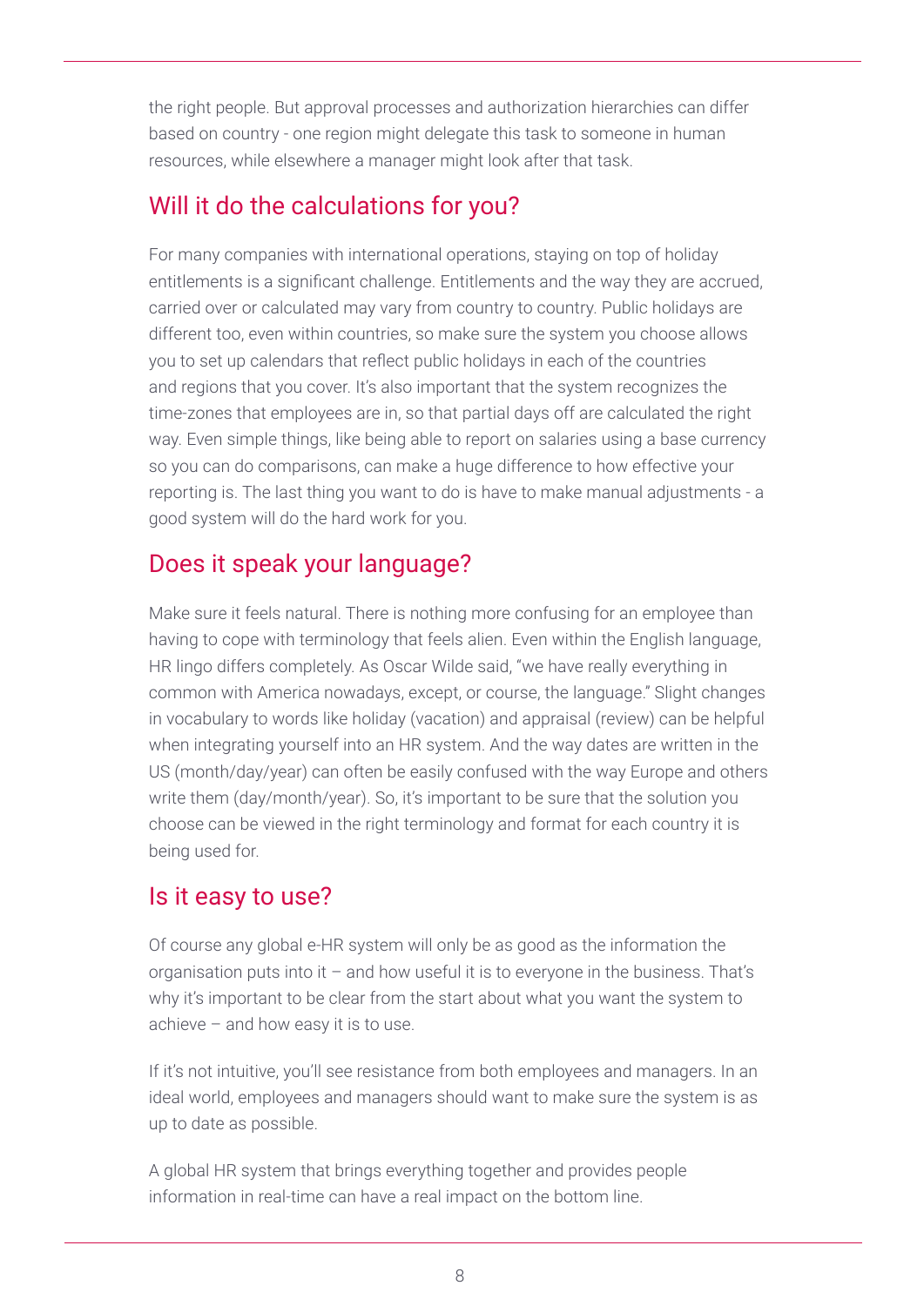the right people. But approval processes and authorization hierarchies can differ based on country - one region might delegate this task to someone in human resources, while elsewhere a manager might look after that task.

## Will it do the calculations for you?

For many companies with international operations, staying on top of holiday entitlements is a significant challenge. Entitlements and the way they are accrued, carried over or calculated may vary from country to country. Public holidays are different too, even within countries, so make sure the system you choose allows you to set up calendars that reflect public holidays in each of the countries and regions that you cover. It's also important that the system recognizes the time-zones that employees are in, so that partial days off are calculated the right way. Even simple things, like being able to report on salaries using a base currency so you can do comparisons, can make a huge difference to how effective your reporting is. The last thing you want to do is have to make manual adjustments - a good system will do the hard work for you.

## Does it speak your language?

Make sure it feels natural. There is nothing more confusing for an employee than having to cope with terminology that feels alien. Even within the English language, HR lingo differs completely. As Oscar Wilde said, "we have really everything in common with America nowadays, except, or course, the language." Slight changes in vocabulary to words like holiday (vacation) and appraisal (review) can be helpful when integrating yourself into an HR system. And the way dates are written in the US (month/day/year) can often be easily confused with the way Europe and others write them (day/month/year). So, it's important to be sure that the solution you choose can be viewed in the right terminology and format for each country it is being used for.

## Is it easy to use?

Of course any global e-HR system will only be as good as the information the organisation puts into it – and how useful it is to everyone in the business. That's why it's important to be clear from the start about what you want the system to achieve – and how easy it is to use.

If it's not intuitive, you'll see resistance from both employees and managers. In an ideal world, employees and managers should want to make sure the system is as up to date as possible.

A global HR system that brings everything together and provides people information in real-time can have a real impact on the bottom line.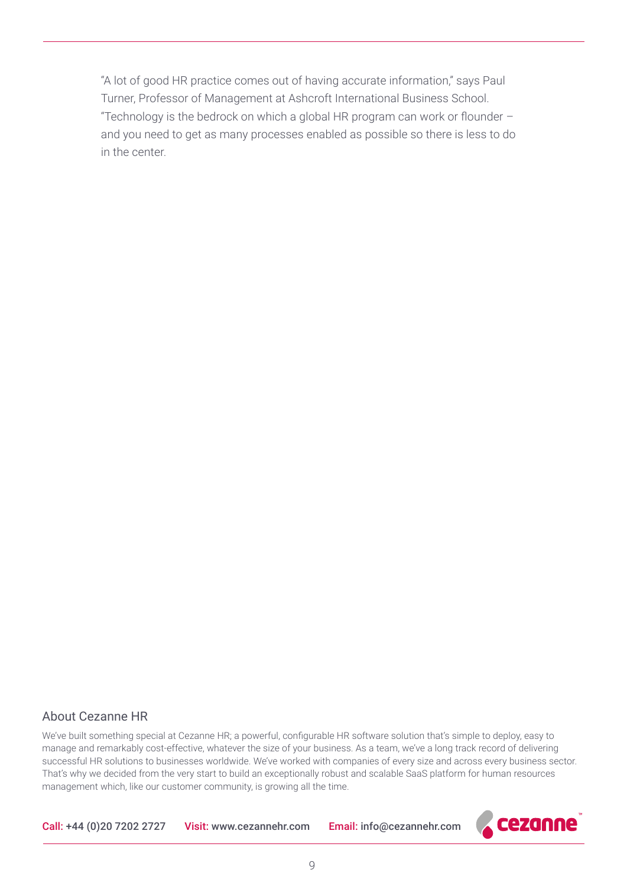"A lot of good HR practice comes out of having accurate information," says Paul Turner, Professor of Management at Ashcroft International Business School. "Technology is the bedrock on which a global HR program can work or flounder – and you need to get as many processes enabled as possible so there is less to do in the center.

## About Cezanne HR

We've built something special at Cezanne HR; a powerful, configurable HR software solution that's simple to deploy, easy to manage and remarkably cost-effective, whatever the size of your business. As a team, we've a long track record of delivering successful HR solutions to businesses worldwide. We've worked with companies of every size and across every business sector. That's why we decided from the very start to build an exceptionally robust and scalable SaaS platform for human resources management which, like our customer community, is growing all the time.

**Call:** +44 (0)20 7202 2727 **Visit:** www.cezannehr.com **Email:** info@cezannehr.com

cezanne™